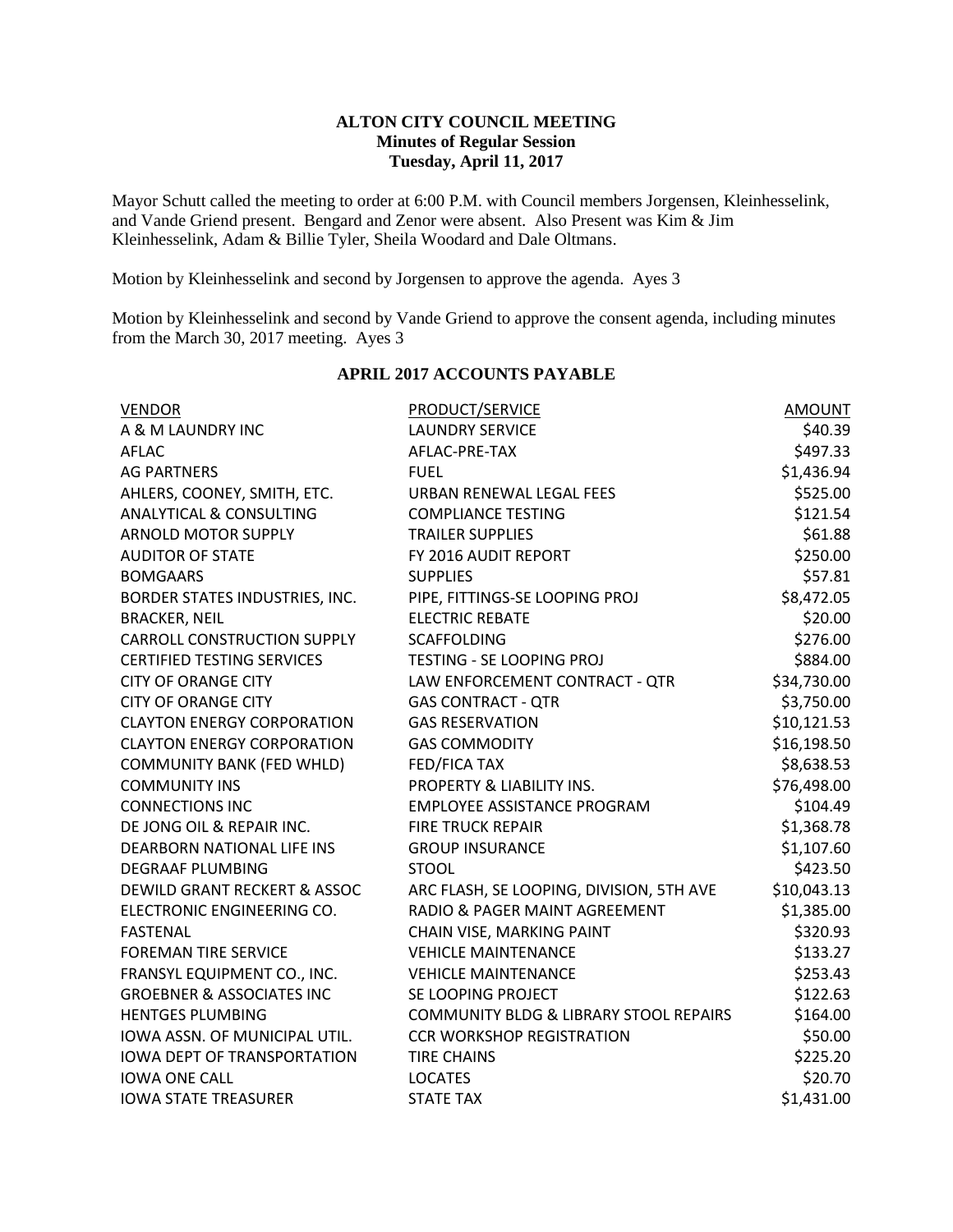**ALTON CITY COUNCIL MEETING**
**Minutes of Regular Session**
**Tuesday, April 11, 2017**

Mayor Schutt called the meeting to order at 6:00 P.M. with Council members Jorgensen, Kleinhesselink, and Vande Griend present. Bengard and Zenor were absent. Also Present was Kim & Jim Kleinhesselink, Adam & Billie Tyler, Sheila Woodard and Dale Oltmans.

Motion by Kleinhesselink and second by Jorgensen to approve the agenda. Ayes 3

Motion by Kleinhesselink and second by Vande Griend to approve the consent agenda, including minutes from the March 30, 2017 meeting. Ayes 3

**APRIL 2017 ACCOUNTS PAYABLE**

| VENDOR | PRODUCT/SERVICE | AMOUNT |
|---|---|---|
| A & M LAUNDRY INC | LAUNDRY SERVICE | $40.39 |
| AFLAC | AFLAC-PRE-TAX | $497.33 |
| AG PARTNERS | FUEL | $1,436.94 |
| AHLERS, COONEY, SMITH, ETC. | URBAN RENEWAL LEGAL FEES | $525.00 |
| ANALYTICAL & CONSULTING | COMPLIANCE TESTING | $121.54 |
| ARNOLD MOTOR SUPPLY | TRAILER SUPPLIES | $61.88 |
| AUDITOR OF STATE | FY 2016 AUDIT REPORT | $250.00 |
| BOMGAARS | SUPPLIES | $57.81 |
| BORDER STATES INDUSTRIES, INC. | PIPE, FITTINGS-SE LOOPING PROJ | $8,472.05 |
| BRACKER, NEIL | ELECTRIC REBATE | $20.00 |
| CARROLL CONSTRUCTION SUPPLY | SCAFFOLDING | $276.00 |
| CERTIFIED TESTING SERVICES | TESTING - SE LOOPING PROJ | $884.00 |
| CITY OF ORANGE CITY | LAW ENFORCEMENT CONTRACT - QTR | $34,730.00 |
| CITY OF ORANGE CITY | GAS CONTRACT - QTR | $3,750.00 |
| CLAYTON ENERGY CORPORATION | GAS RESERVATION | $10,121.53 |
| CLAYTON ENERGY CORPORATION | GAS COMMODITY | $16,198.50 |
| COMMUNITY BANK (FED WHLD) | FED/FICA TAX | $8,638.53 |
| COMMUNITY INS | PROPERTY & LIABILITY INS. | $76,498.00 |
| CONNECTIONS INC | EMPLOYEE ASSISTANCE PROGRAM | $104.49 |
| DE JONG OIL & REPAIR INC. | FIRE TRUCK REPAIR | $1,368.78 |
| DEARBORN NATIONAL LIFE INS | GROUP INSURANCE | $1,107.60 |
| DEGRAAF PLUMBING | STOOL | $423.50 |
| DEWILD GRANT RECKERT & ASSOC | ARC FLASH, SE LOOPING, DIVISION, 5TH AVE | $10,043.13 |
| ELECTRONIC ENGINEERING CO. | RADIO & PAGER MAINT AGREEMENT | $1,385.00 |
| FASTENAL | CHAIN VISE, MARKING PAINT | $320.93 |
| FOREMAN TIRE SERVICE | VEHICLE MAINTENANCE | $133.27 |
| FRANSYL EQUIPMENT CO., INC. | VEHICLE MAINTENANCE | $253.43 |
| GROEBNER & ASSOCIATES INC | SE LOOPING PROJECT | $122.63 |
| HENTGES PLUMBING | COMMUNITY BLDG & LIBRARY STOOL REPAIRS | $164.00 |
| IOWA ASSN. OF MUNICIPAL UTIL. | CCR WORKSHOP REGISTRATION | $50.00 |
| IOWA DEPT OF TRANSPORTATION | TIRE CHAINS | $225.20 |
| IOWA ONE CALL | LOCATES | $20.70 |
| IOWA STATE TREASURER | STATE TAX | $1,431.00 |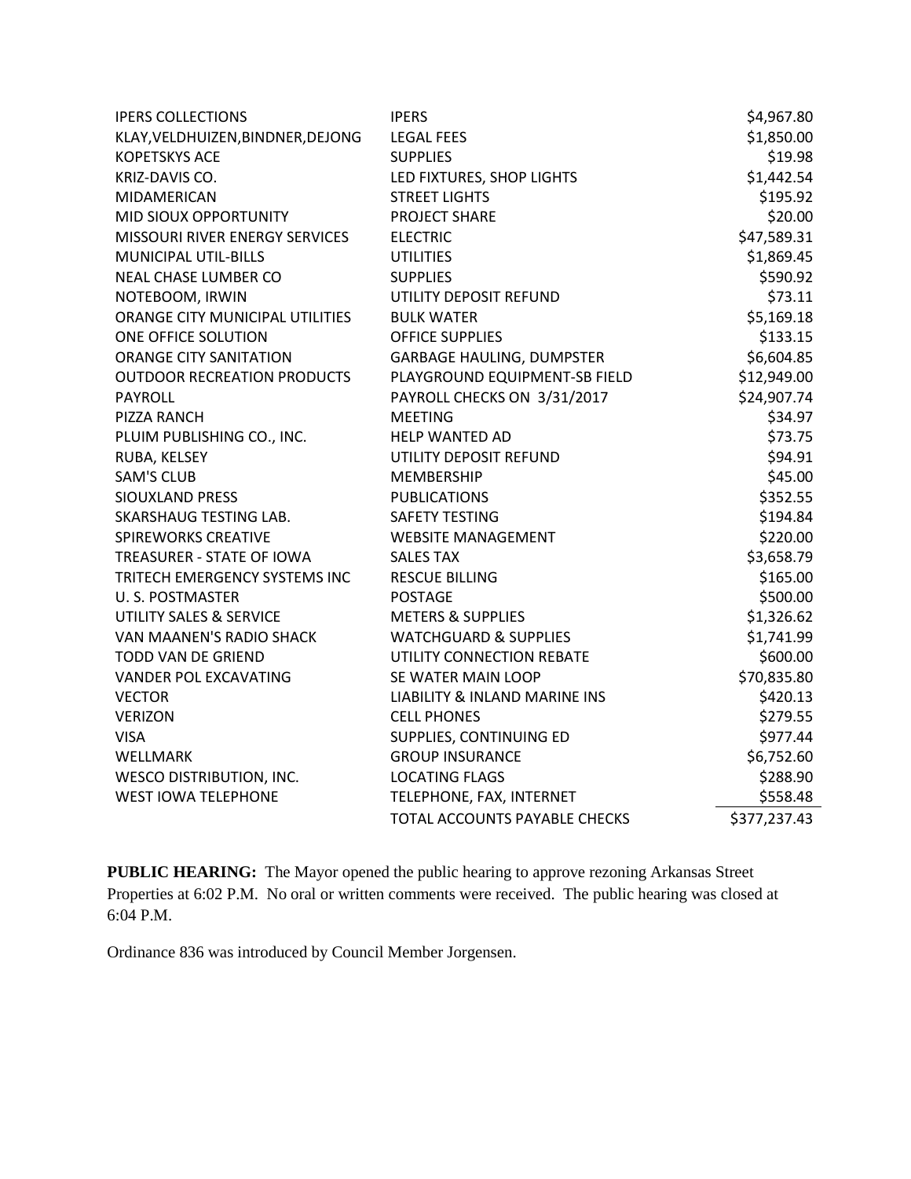| | | |
|---|---|---|
| IPERS COLLECTIONS | IPERS | $4,967.80 |
| KLAY,VELDHUIZEN,BINDNER,DEJONG | LEGAL FEES | $1,850.00 |
| KOPETSKYS ACE | SUPPLIES | $19.98 |
| KRIZ-DAVIS CO. | LED FIXTURES, SHOP LIGHTS | $1,442.54 |
| MIDAMERICAN | STREET LIGHTS | $195.92 |
| MID SIOUX OPPORTUNITY | PROJECT SHARE | $20.00 |
| MISSOURI RIVER ENERGY SERVICES | ELECTRIC | $47,589.31 |
| MUNICIPAL UTIL-BILLS | UTILITIES | $1,869.45 |
| NEAL CHASE LUMBER CO | SUPPLIES | $590.92 |
| NOTEBOOM, IRWIN | UTILITY DEPOSIT REFUND | $73.11 |
| ORANGE CITY MUNICIPAL UTILITIES | BULK WATER | $5,169.18 |
| ONE OFFICE SOLUTION | OFFICE SUPPLIES | $133.15 |
| ORANGE CITY SANITATION | GARBAGE HAULING, DUMPSTER | $6,604.85 |
| OUTDOOR RECREATION PRODUCTS | PLAYGROUND EQUIPMENT-SB FIELD | $12,949.00 |
| PAYROLL | PAYROLL CHECKS ON 3/31/2017 | $24,907.74 |
| PIZZA RANCH | MEETING | $34.97 |
| PLUIM PUBLISHING CO., INC. | HELP WANTED AD | $73.75 |
| RUBA, KELSEY | UTILITY DEPOSIT REFUND | $94.91 |
| SAM'S CLUB | MEMBERSHIP | $45.00 |
| SIOUXLAND PRESS | PUBLICATIONS | $352.55 |
| SKARSHAUG TESTING LAB. | SAFETY TESTING | $194.84 |
| SPIREWORKS CREATIVE | WEBSITE MANAGEMENT | $220.00 |
| TREASURER - STATE OF IOWA | SALES TAX | $3,658.79 |
| TRITECH EMERGENCY SYSTEMS INC | RESCUE BILLING | $165.00 |
| U. S. POSTMASTER | POSTAGE | $500.00 |
| UTILITY SALES & SERVICE | METERS & SUPPLIES | $1,326.62 |
| VAN MAANEN'S RADIO SHACK | WATCHGUARD & SUPPLIES | $1,741.99 |
| TODD VAN DE GRIEND | UTILITY CONNECTION REBATE | $600.00 |
| VANDER POL EXCAVATING | SE WATER MAIN LOOP | $70,835.80 |
| VECTOR | LIABILITY & INLAND MARINE INS | $420.13 |
| VERIZON | CELL PHONES | $279.55 |
| VISA | SUPPLIES, CONTINUING ED | $977.44 |
| WELLMARK | GROUP INSURANCE | $6,752.60 |
| WESCO DISTRIBUTION, INC. | LOCATING FLAGS | $288.90 |
| WEST IOWA TELEPHONE | TELEPHONE, FAX, INTERNET | $558.48 |
| | TOTAL ACCOUNTS PAYABLE CHECKS | $377,237.43 |

**PUBLIC HEARING:** The Mayor opened the public hearing to approve rezoning Arkansas Street Properties at 6:02 P.M. No oral or written comments were received. The public hearing was closed at 6:04 P.M.

Ordinance 836 was introduced by Council Member Jorgensen.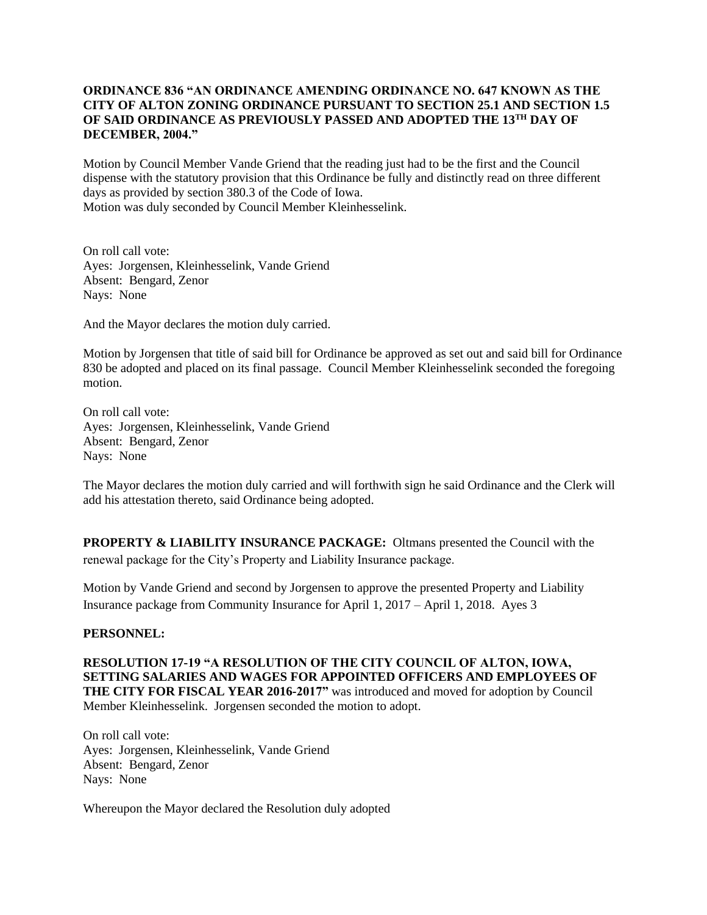**ORDINANCE 836 "AN ORDINANCE AMENDING ORDINANCE NO. 647 KNOWN AS THE CITY OF ALTON ZONING ORDINANCE PURSUANT TO SECTION 25.1 AND SECTION 1.5 OF SAID ORDINANCE AS PREVIOUSLY PASSED AND ADOPTED THE 13TH DAY OF DECEMBER, 2004."**

Motion by Council Member Vande Griend that the reading just had to be the first and the Council dispense with the statutory provision that this Ordinance be fully and distinctly read on three different days as provided by section 380.3 of the Code of Iowa.
Motion was duly seconded by Council Member Kleinhesselink.

On roll call vote:
Ayes: Jorgensen, Kleinhesselink, Vande Griend
Absent: Bengard, Zenor
Nays: None

And the Mayor declares the motion duly carried.

Motion by Jorgensen that title of said bill for Ordinance be approved as set out and said bill for Ordinance 830 be adopted and placed on its final passage. Council Member Kleinhesselink seconded the foregoing motion.

On roll call vote:
Ayes: Jorgensen, Kleinhesselink, Vande Griend
Absent: Bengard, Zenor
Nays: None

The Mayor declares the motion duly carried and will forthwith sign he said Ordinance and the Clerk will add his attestation thereto, said Ordinance being adopted.

**PROPERTY & LIABILITY INSURANCE PACKAGE:** Oltmans presented the Council with the renewal package for the City's Property and Liability Insurance package.

Motion by Vande Griend and second by Jorgensen to approve the presented Property and Liability Insurance package from Community Insurance for April 1, 2017 – April 1, 2018. Ayes 3

**PERSONNEL:**

**RESOLUTION 17-19 "A RESOLUTION OF THE CITY COUNCIL OF ALTON, IOWA, SETTING SALARIES AND WAGES FOR APPOINTED OFFICERS AND EMPLOYEES OF THE CITY FOR FISCAL YEAR 2016-2017"** was introduced and moved for adoption by Council Member Kleinhesselink. Jorgensen seconded the motion to adopt.

On roll call vote:
Ayes: Jorgensen, Kleinhesselink, Vande Griend
Absent: Bengard, Zenor
Nays: None

Whereupon the Mayor declared the Resolution duly adopted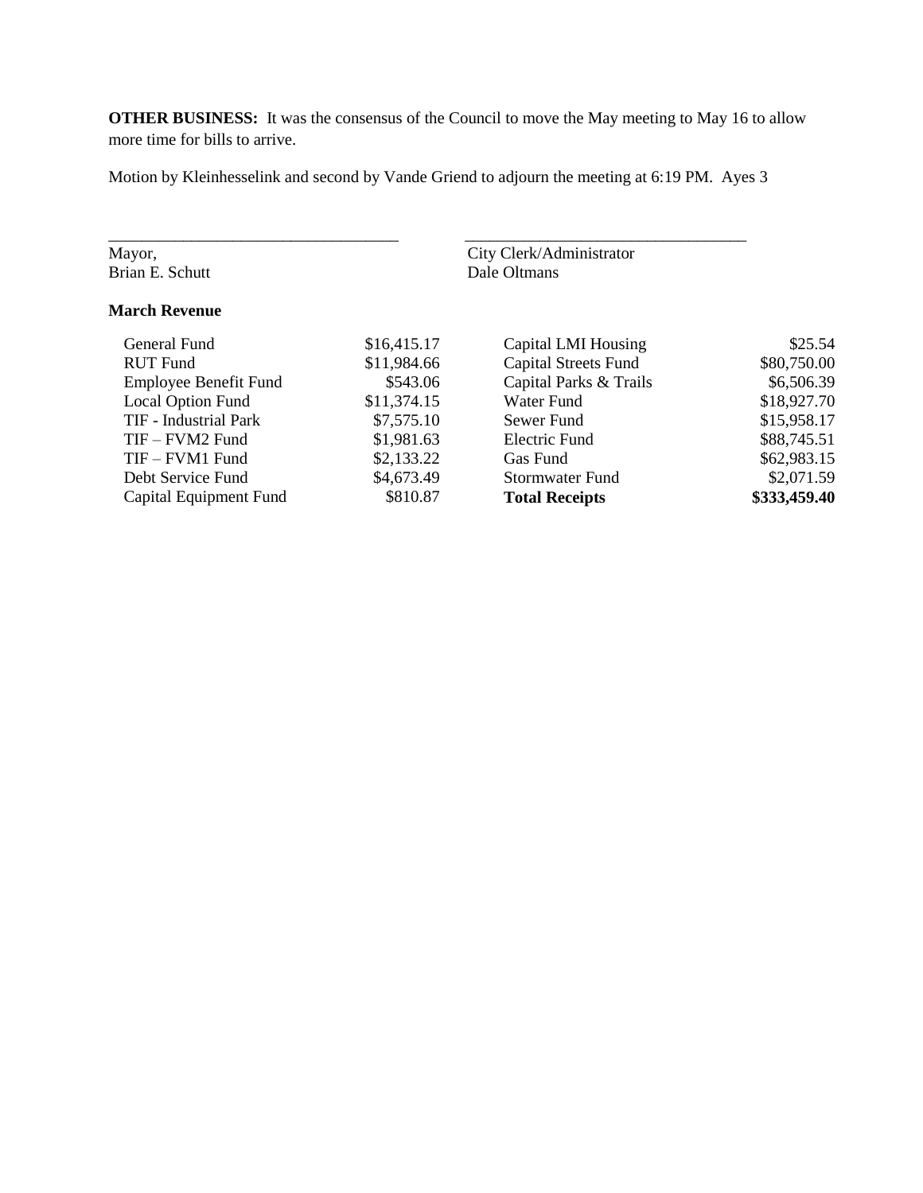**OTHER BUSINESS:** It was the consensus of the Council to move the May meeting to May 16 to allow more time for bills to arrive.

Motion by Kleinhesselink and second by Vande Griend to adjourn the meeting at 6:19 PM. Ayes 3

\_\_\_\_\_\_\_\_\_\_\_\_\_\_\_\_\_\_\_\_\_\_\_\_\_\_\_\_\_\_\_\_\_\_\_\_ \_\_\_\_\_\_\_\_\_\_\_\_\_\_\_\_\_\_\_\_\_\_\_\_\_\_\_\_\_\_\_\_\_\_\_\_

Mayor,
Brian E. Schutt

City Clerk/Administrator
Dale Oltmans

**March Revenue**

| | | | |
|---|---|---|---|
| General Fund | $16,415.17 | Capital LMI Housing | $25.54 |
| RUT Fund | $11,984.66 | Capital Streets Fund | $80,750.00 |
| Employee Benefit Fund | $543.06 | Capital Parks & Trails | $6,506.39 |
| Local Option Fund | $11,374.15 | Water Fund | $18,927.70 |
| TIF - Industrial Park | $7,575.10 | Sewer Fund | $15,958.17 |
| TIF – FVM2 Fund | $1,981.63 | Electric Fund | $88,745.51 |
| TIF – FVM1 Fund | $2,133.22 | Gas Fund | $62,983.15 |
| Debt Service Fund | $4,673.49 | Stormwater Fund | $2,071.59 |
| Capital Equipment Fund | $810.87 | **Total Receipts** | **$333,459.40** |